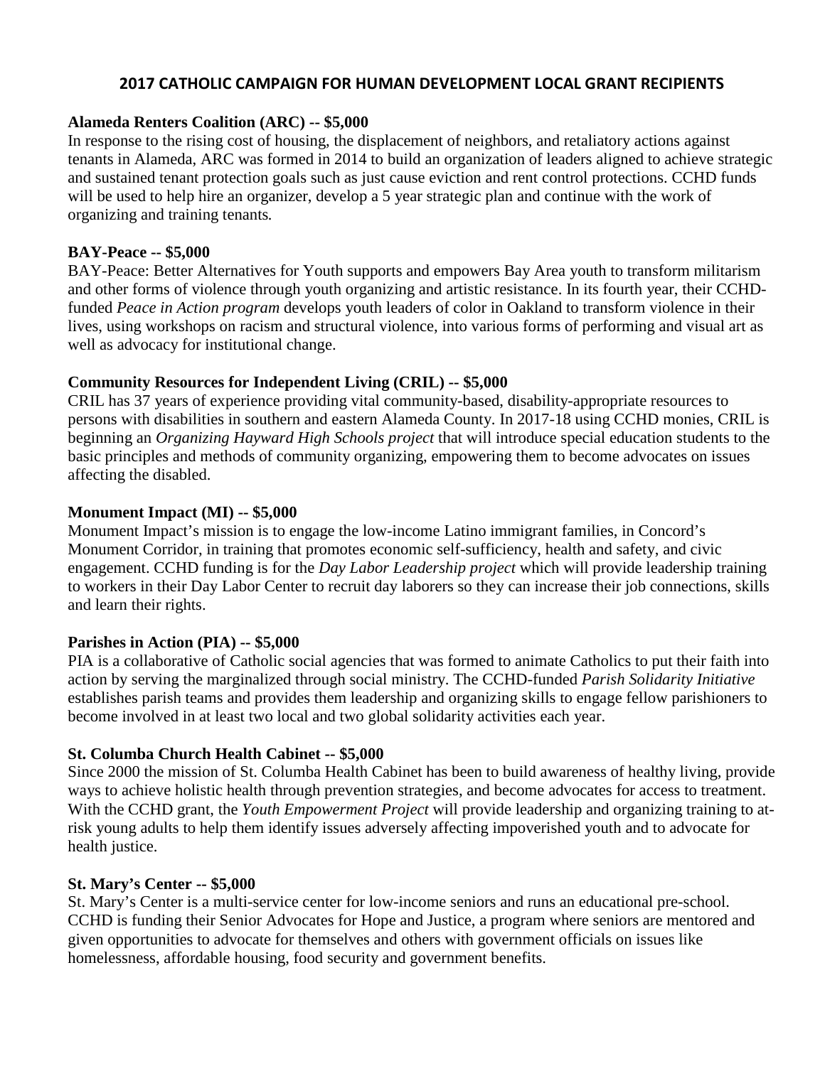# 2017 CATHOLIC CAMPAIGN FOR HUMAN DEVELOPMENT LOCAL GRANT RECIPIENTS

**Alameda Renters Coalition (ARC) -- $5,000**

In response to the rising cost of housing, the displacement of neighbors, and retaliatory actions against tenants in Alameda, ARC was formed in 2014 to build an organization of leaders aligned to achieve strategic and sustained tenant protection goals such as just cause eviction and rent control protections. CCHD funds will be used to help hire an organizer, develop a 5 year strategic plan and continue with the work of organizing and training tenants.

**BAY-Peace -- $5,000**

BAY-Peace: Better Alternatives for Youth supports and empowers Bay Area youth to transform militarism and other forms of violence through youth organizing and artistic resistance. In its fourth year, their CCHD-funded *Peace in Action program* develops youth leaders of color in Oakland to transform violence in their lives, using workshops on racism and structural violence, into various forms of performing and visual art as well as advocacy for institutional change.

**Community Resources for Independent Living (CRIL) -- $5,000**

CRIL has 37 years of experience providing vital community-based, disability-appropriate resources to persons with disabilities in southern and eastern Alameda County. In 2017-18 using CCHD monies, CRIL is beginning an *Organizing Hayward High Schools project* that will introduce special education students to the basic principles and methods of community organizing, empowering them to become advocates on issues affecting the disabled.

**Monument Impact (MI) -- $5,000**

Monument Impact's mission is to engage the low-income Latino immigrant families, in Concord's Monument Corridor, in training that promotes economic self-sufficiency, health and safety, and civic engagement. CCHD funding is for the *Day Labor Leadership project* which will provide leadership training to workers in their Day Labor Center to recruit day laborers so they can increase their job connections, skills and learn their rights.

**Parishes in Action (PIA) -- $5,000**

PIA is a collaborative of Catholic social agencies that was formed to animate Catholics to put their faith into action by serving the marginalized through social ministry. The CCHD-funded *Parish Solidarity Initiative* establishes parish teams and provides them leadership and organizing skills to engage fellow parishioners to become involved in at least two local and two global solidarity activities each year.

**St. Columba Church Health Cabinet -- $5,000**

Since 2000 the mission of St. Columba Health Cabinet has been to build awareness of healthy living, provide ways to achieve holistic health through prevention strategies, and become advocates for access to treatment. With the CCHD grant, the *Youth Empowerment Project* will provide leadership and organizing training to at-risk young adults to help them identify issues adversely affecting impoverished youth and to advocate for health justice.

**St. Mary's Center -- $5,000**

St. Mary's Center is a multi-service center for low-income seniors and runs an educational pre-school. CCHD is funding their Senior Advocates for Hope and Justice, a program where seniors are mentored and given opportunities to advocate for themselves and others with government officials on issues like homelessness, affordable housing, food security and government benefits.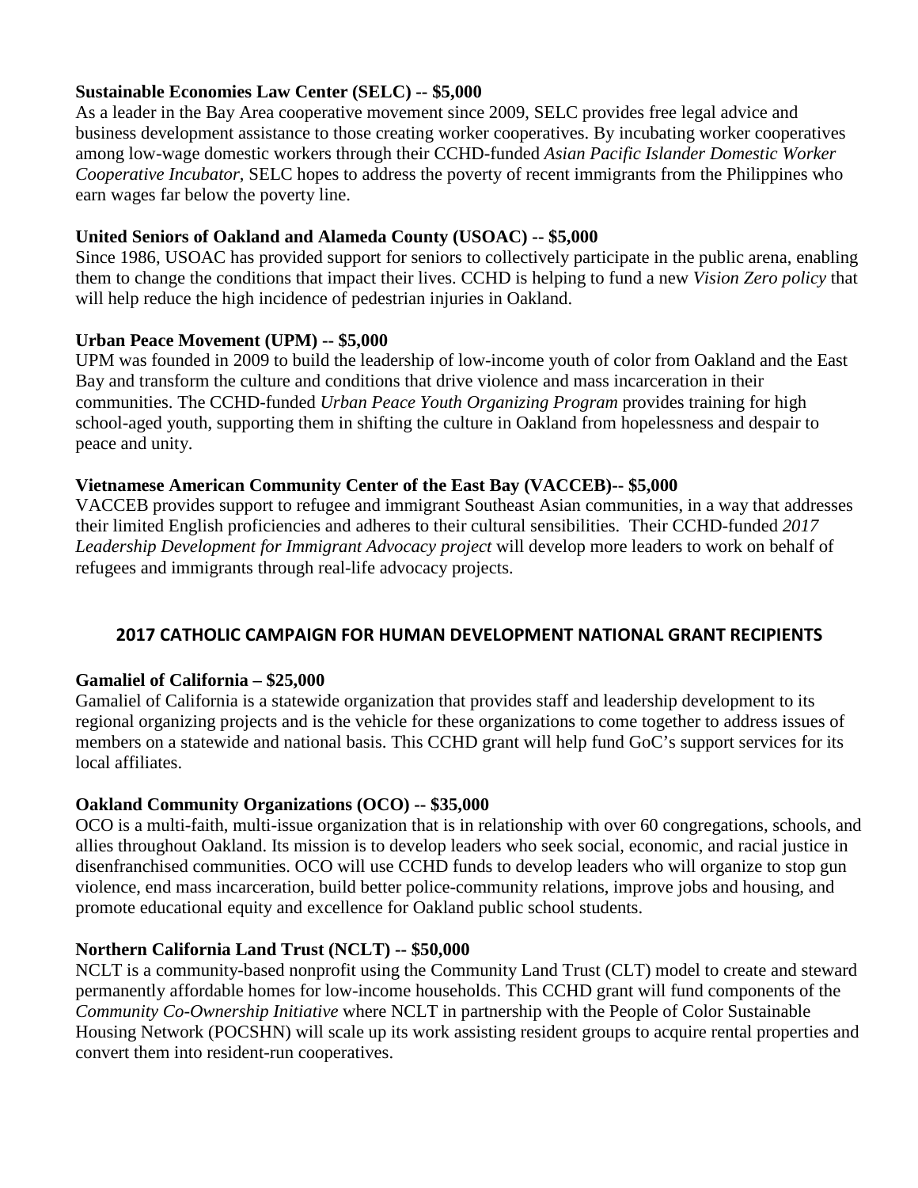**Sustainable Economies Law Center (SELC) -- $5,000**

As a leader in the Bay Area cooperative movement since 2009, SELC provides free legal advice and business development assistance to those creating worker cooperatives. By incubating worker cooperatives among low-wage domestic workers through their CCHD-funded *Asian Pacific Islander Domestic Worker Cooperative Incubator*, SELC hopes to address the poverty of recent immigrants from the Philippines who earn wages far below the poverty line.

**United Seniors of Oakland and Alameda County (USOAC) -- $5,000**

Since 1986, USOAC has provided support for seniors to collectively participate in the public arena, enabling them to change the conditions that impact their lives. CCHD is helping to fund a new *Vision Zero policy* that will help reduce the high incidence of pedestrian injuries in Oakland.

**Urban Peace Movement (UPM) -- $5,000**

UPM was founded in 2009 to build the leadership of low-income youth of color from Oakland and the East Bay and transform the culture and conditions that drive violence and mass incarceration in their communities. The CCHD-funded *Urban Peace Youth Organizing Program* provides training for high school-aged youth, supporting them in shifting the culture in Oakland from hopelessness and despair to peace and unity.

**Vietnamese American Community Center of the East Bay (VACCEB)-- $5,000**

VACCEB provides support to refugee and immigrant Southeast Asian communities, in a way that addresses their limited English proficiencies and adheres to their cultural sensibilities. Their CCHD-funded *2017 Leadership Development for Immigrant Advocacy project* will develop more leaders to work on behalf of refugees and immigrants through real-life advocacy projects.

## 2017 CATHOLIC CAMPAIGN FOR HUMAN DEVELOPMENT NATIONAL GRANT RECIPIENTS

**Gamaliel of California – $25,000**

Gamaliel of California is a statewide organization that provides staff and leadership development to its regional organizing projects and is the vehicle for these organizations to come together to address issues of members on a statewide and national basis. This CCHD grant will help fund GoC's support services for its local affiliates.

**Oakland Community Organizations (OCO) -- $35,000**

OCO is a multi-faith, multi-issue organization that is in relationship with over 60 congregations, schools, and allies throughout Oakland. Its mission is to develop leaders who seek social, economic, and racial justice in disenfranchised communities. OCO will use CCHD funds to develop leaders who will organize to stop gun violence, end mass incarceration, build better police-community relations, improve jobs and housing, and promote educational equity and excellence for Oakland public school students.

**Northern California Land Trust (NCLT) -- $50,000**

NCLT is a community-based nonprofit using the Community Land Trust (CLT) model to create and steward permanently affordable homes for low-income households. This CCHD grant will fund components of the *Community Co-Ownership Initiative* where NCLT in partnership with the People of Color Sustainable Housing Network (POCSHN) will scale up its work assisting resident groups to acquire rental properties and convert them into resident-run cooperatives.